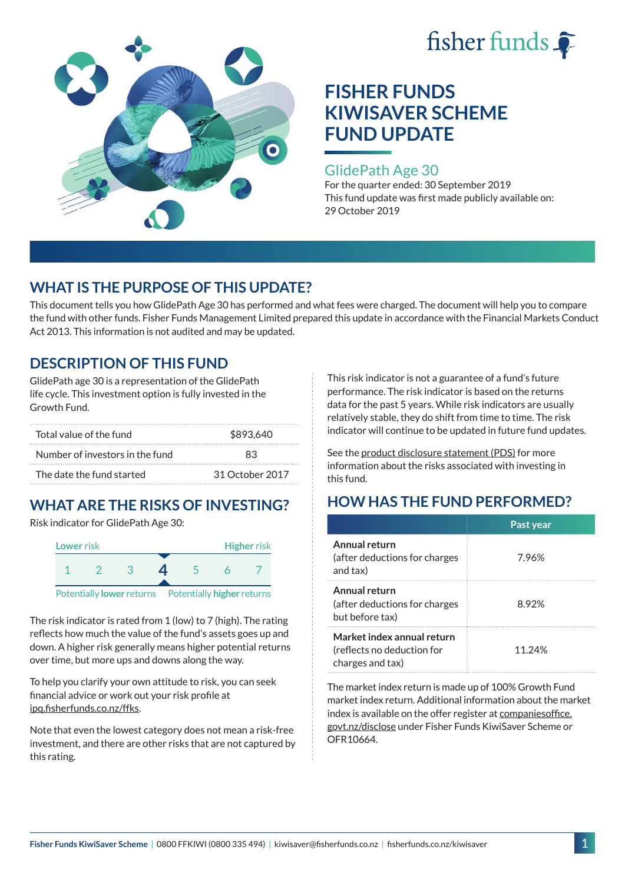fisher funds

# FISHER FUNDS KIWISAVER SCHEME FUND UPDATE

## GlidePath Age 30

For the quarter ended: 30 September 2019

This fund update was first made publicly available on: 29 October 2019

## WHAT IS THE PURPOSE OF THIS UPDATE?

This document tells you how GlidePath Age 30 has performed and what fees were charged. The document will help you to compare the fund with other funds. Fisher Funds Management Limited prepared this update in accordance with the Financial Markets Conduct Act 2013. This information is not audited and may be updated.

## DESCRIPTION OF THIS FUND

GlidePath age 30 is a representation of the GlidePath life cycle. This investment option is fully invested in the Growth Fund.

| | |
|---|---|
| Total value of the fund | $893,640 |
| Number of investors in the fund | 83 |
| The date the fund started | 31 October 2017 |

## WHAT ARE THE RISKS OF INVESTING?

Risk indicator for GlidePath Age 30:

Lower risk — Higher risk

1 2 3 **4** 5 6 7

Potentially **lower** returns — Potentially **higher** returns

The risk indicator is rated from 1 (low) to 7 (high). The rating reflects how much the value of the fund's assets goes up and down. A higher risk generally means higher potential returns over time, but more ups and downs along the way.

To help you clarify your own attitude to risk, you can seek financial advice or work out your risk profile at ipq.fisherfunds.co.nz/ffks.

Note that even the lowest category does not mean a risk-free investment, and there are other risks that are not captured by this rating.

This risk indicator is not a guarantee of a fund's future performance. The risk indicator is based on the returns data for the past 5 years. While risk indicators are usually relatively stable, they do shift from time to time. The risk indicator will continue to be updated in future fund updates.

See the product disclosure statement (PDS) for more information about the risks associated with investing in this fund.

## HOW HAS THE FUND PERFORMED?

| | Past year |
|---|---|
| **Annual return** (after deductions for charges and tax) | 7.96% |
| **Annual return** (after deductions for charges but before tax) | 8.92% |
| **Market index annual return** (reflects no deduction for charges and tax) | 11.24% |

The market index return is made up of 100% Growth Fund market index return. Additional information about the market index is available on the offer register at companiesoffice.govt.nz/disclose under Fisher Funds KiwiSaver Scheme or OFR10664.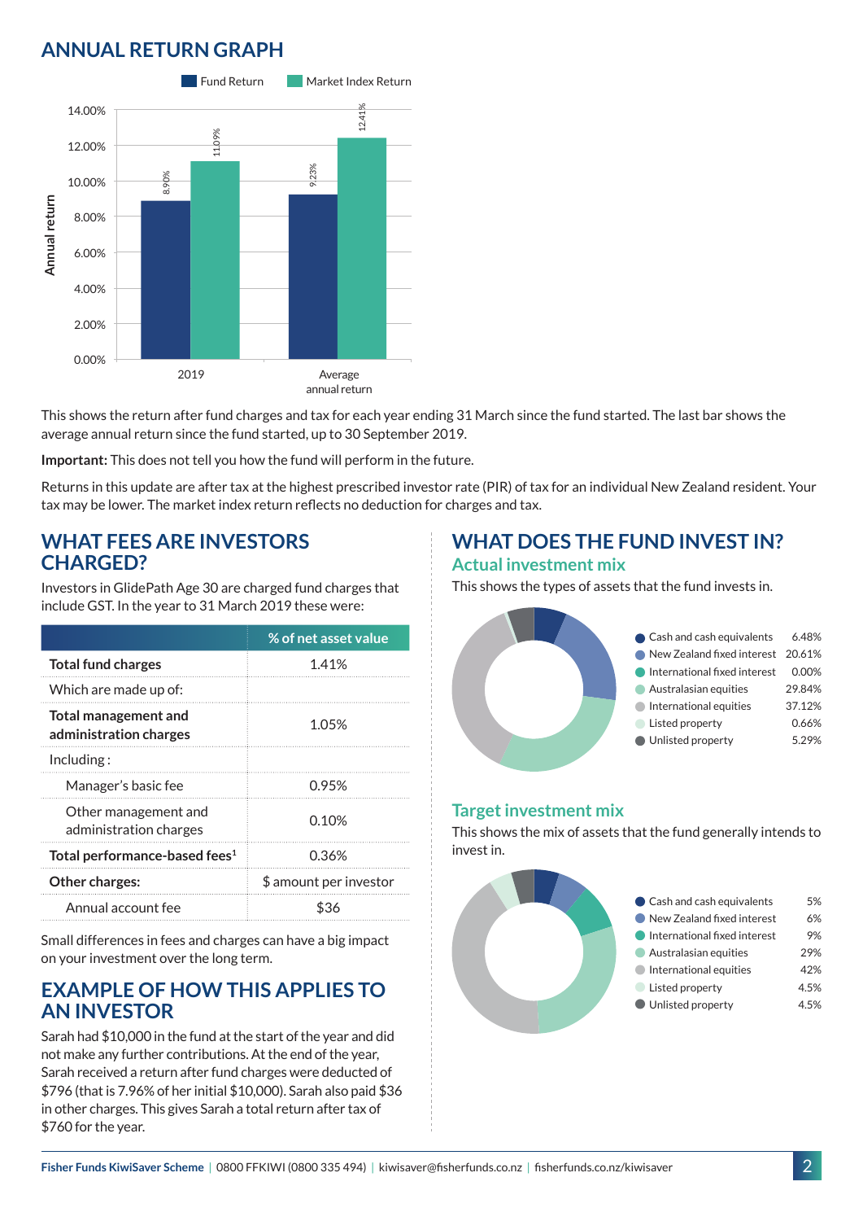## ANNUAL RETURN GRAPH

| | Fund Return | Market Index Return |
|---|---|---|
| 2019 | 8.90% | 11.09% |
| Average annual return | 9.23% | 12.41% |

This shows the return after fund charges and tax for each year ending 31 March since the fund started. The last bar shows the average annual return since the fund started, up to 30 September 2019.

**Important:** This does not tell you how the fund will perform in the future.

Returns in this update are after tax at the highest prescribed investor rate (PIR) of tax for an individual New Zealand resident. Your tax may be lower. The market index return reflects no deduction for charges and tax.

## WHAT FEES ARE INVESTORS CHARGED?

Investors in GlidePath Age 30 are charged fund charges that include GST. In the year to 31 March 2019 these were:

| | % of net asset value |
|---|---|
| **Total fund charges** | 1.41% |
| Which are made up of: | |
| **Total management and administration charges** | 1.05% |
| Including : | |
| Manager's basic fee | 0.95% |
| Other management and administration charges | 0.10% |
| **Total performance-based fees**[1] | 0.36% |
| **Other charges:** | $ amount per investor |
| Annual account fee | $36 |

Small differences in fees and charges can have a big impact on your investment over the long term.

## EXAMPLE OF HOW THIS APPLIES TO AN INVESTOR

Sarah had $10,000 in the fund at the start of the year and did not make any further contributions. At the end of the year, Sarah received a return after fund charges were deducted of $796 (that is 7.96% of her initial $10,000). Sarah also paid $36 in other charges. This gives Sarah a total return after tax of $760 for the year.

## WHAT DOES THE FUND INVEST IN?

### Actual investment mix

This shows the types of assets that the fund invests in.

| Asset | % |
|---|---|
| Cash and cash equivalents | 6.48% |
| New Zealand fixed interest | 20.61% |
| International fixed interest | 0.00% |
| Australasian equities | 29.84% |
| International equities | 37.12% |
| Listed property | 0.66% |
| Unlisted property | 5.29% |

### Target investment mix

This shows the mix of assets that the fund generally intends to invest in.

| Asset | % |
|---|---|
| Cash and cash equivalents | 5% |
| New Zealand fixed interest | 6% |
| International fixed interest | 9% |
| Australasian equities | 29% |
| International equities | 42% |
| Listed property | 4.5% |
| Unlisted property | 4.5% |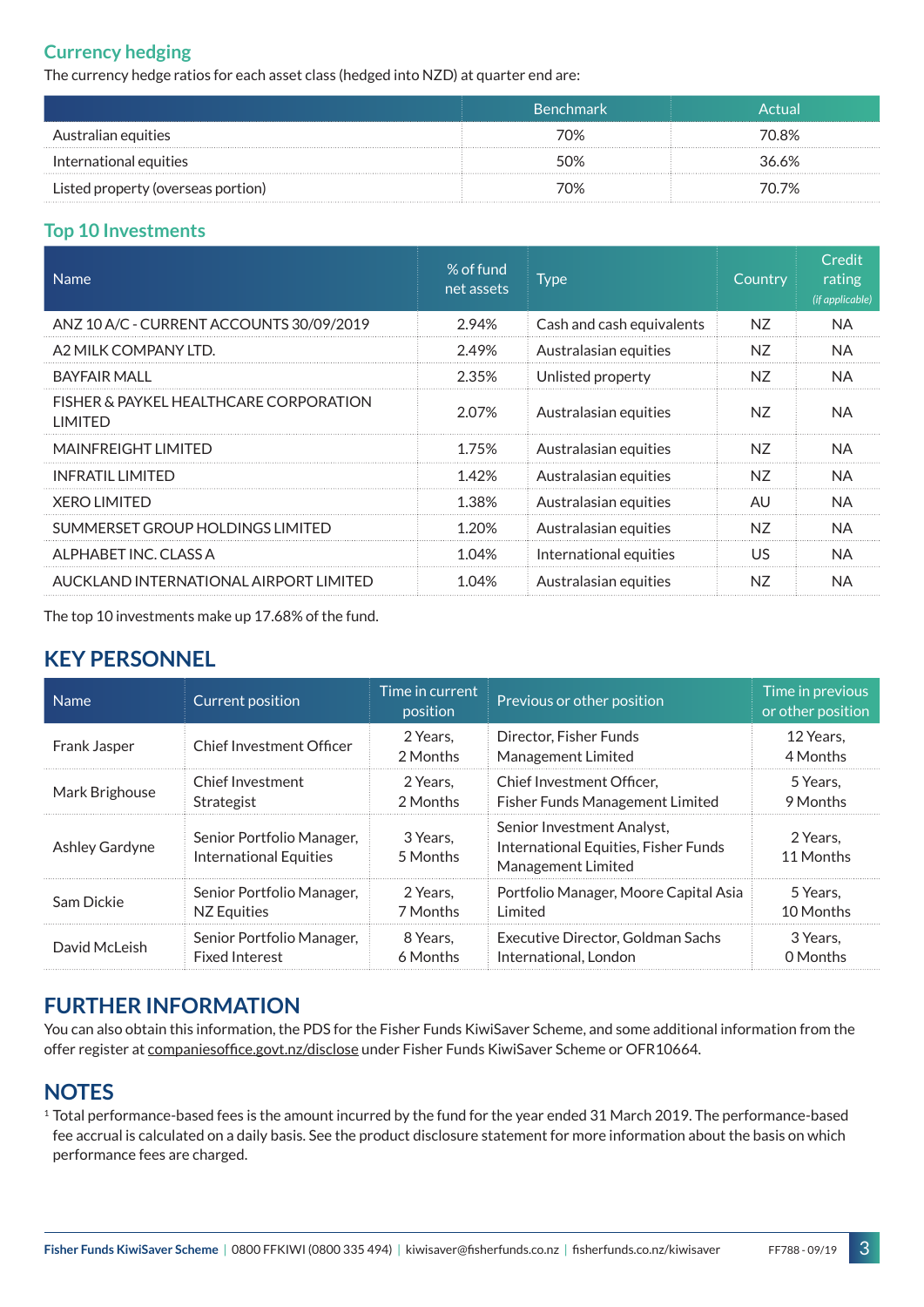## Currency hedging

The currency hedge ratios for each asset class (hedged into NZD) at quarter end are:

| | Benchmark | Actual |
|---|---|---|
| Australian equities | 70% | 70.8% |
| International equities | 50% | 36.6% |
| Listed property (overseas portion) | 70% | 70.7% |

## Top 10 Investments

| Name | % of fund net assets | Type | Country | Credit rating *(if applicable)* |
|---|---|---|---|---|
| ANZ 10 A/C - CURRENT ACCOUNTS 30/09/2019 | 2.94% | Cash and cash equivalents | NZ | NA |
| A2 MILK COMPANY LTD. | 2.49% | Australasian equities | NZ | NA |
| BAYFAIR MALL | 2.35% | Unlisted property | NZ | NA |
| FISHER & PAYKEL HEALTHCARE CORPORATION LIMITED | 2.07% | Australasian equities | NZ | NA |
| MAINFREIGHT LIMITED | 1.75% | Australasian equities | NZ | NA |
| INFRATIL LIMITED | 1.42% | Australasian equities | NZ | NA |
| XERO LIMITED | 1.38% | Australasian equities | AU | NA |
| SUMMERSET GROUP HOLDINGS LIMITED | 1.20% | Australasian equities | NZ | NA |
| ALPHABET INC. CLASS A | 1.04% | International equities | US | NA |
| AUCKLAND INTERNATIONAL AIRPORT LIMITED | 1.04% | Australasian equities | NZ | NA |

The top 10 investments make up 17.68% of the fund.

## KEY PERSONNEL

| Name | Current position | Time in current position | Previous or other position | Time in previous or other position |
|---|---|---|---|---|
| Frank Jasper | Chief Investment Officer | 2 Years, 2 Months | Director, Fisher Funds Management Limited | 12 Years, 4 Months |
| Mark Brighouse | Chief Investment Strategist | 2 Years, 2 Months | Chief Investment Officer, Fisher Funds Management Limited | 5 Years, 9 Months |
| Ashley Gardyne | Senior Portfolio Manager, International Equities | 3 Years, 5 Months | Senior Investment Analyst, International Equities, Fisher Funds Management Limited | 2 Years, 11 Months |
| Sam Dickie | Senior Portfolio Manager, NZ Equities | 2 Years, 7 Months | Portfolio Manager, Moore Capital Asia Limited | 5 Years, 10 Months |
| David McLeish | Senior Portfolio Manager, Fixed Interest | 8 Years, 6 Months | Executive Director, Goldman Sachs International, London | 3 Years, 0 Months |

## FURTHER INFORMATION

You can also obtain this information, the PDS for the Fisher Funds KiwiSaver Scheme, and some additional information from the offer register at companiesoffice.govt.nz/disclose under Fisher Funds KiwiSaver Scheme or OFR10664.

## NOTES

[1] Total performance-based fees is the amount incurred by the fund for the year ended 31 March 2019. The performance-based fee accrual is calculated on a daily basis. See the product disclosure statement for more information about the basis on which performance fees are charged.